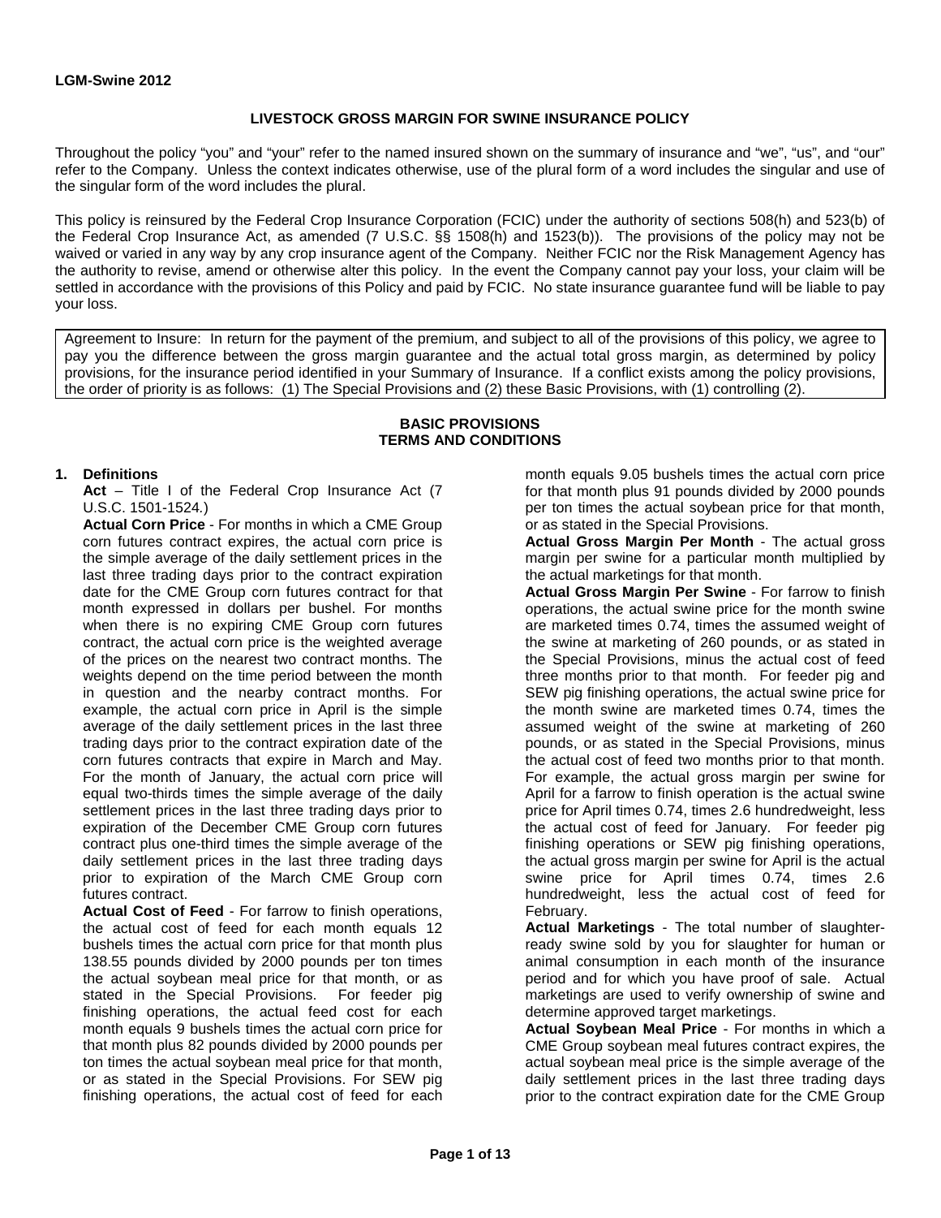**LGM-Swine 2012**

# LIVESTOCK GROSS MARGIN FOR SWINE INSURANCE POLICY

Throughout the policy "you" and "your" refer to the named insured shown on the summary of insurance and "we", "us", and "our" refer to the Company. Unless the context indicates otherwise, use of the plural form of a word includes the singular and use of the singular form of the word includes the plural.

This policy is reinsured by the Federal Crop Insurance Corporation (FCIC) under the authority of sections 508(h) and 523(b) of the Federal Crop Insurance Act, as amended (7 U.S.C. §§ 1508(h) and 1523(b)). The provisions of the policy may not be waived or varied in any way by any crop insurance agent of the Company. Neither FCIC nor the Risk Management Agency has the authority to revise, amend or otherwise alter this policy. In the event the Company cannot pay your loss, your claim will be settled in accordance with the provisions of this Policy and paid by FCIC. No state insurance guarantee fund will be liable to pay your loss.

Agreement to Insure: In return for the payment of the premium, and subject to all of the provisions of this policy, we agree to pay you the difference between the gross margin guarantee and the actual total gross margin, as determined by policy provisions, for the insurance period identified in your Summary of Insurance. If a conflict exists among the policy provisions, the order of priority is as follows: (1) The Special Provisions and (2) these Basic Provisions, with (1) controlling (2).

## BASIC PROVISIONS
## TERMS AND CONDITIONS

**1. Definitions**

**Act** – Title I of the Federal Crop Insurance Act (7 U.S.C. 1501-1524.)

**Actual Corn Price** - For months in which a CME Group corn futures contract expires, the actual corn price is the simple average of the daily settlement prices in the last three trading days prior to the contract expiration date for the CME Group corn futures contract for that month expressed in dollars per bushel. For months when there is no expiring CME Group corn futures contract, the actual corn price is the weighted average of the prices on the nearest two contract months. The weights depend on the time period between the month in question and the nearby contract months. For example, the actual corn price in April is the simple average of the daily settlement prices in the last three trading days prior to the contract expiration date of the corn futures contracts that expire in March and May. For the month of January, the actual corn price will equal two-thirds times the simple average of the daily settlement prices in the last three trading days prior to expiration of the December CME Group corn futures contract plus one-third times the simple average of the daily settlement prices in the last three trading days prior to expiration of the March CME Group corn futures contract.

**Actual Cost of Feed** - For farrow to finish operations, the actual cost of feed for each month equals 12 bushels times the actual corn price for that month plus 138.55 pounds divided by 2000 pounds per ton times the actual soybean meal price for that month, or as stated in the Special Provisions. For feeder pig finishing operations, the actual feed cost for each month equals 9 bushels times the actual corn price for that month plus 82 pounds divided by 2000 pounds per ton times the actual soybean meal price for that month, or as stated in the Special Provisions. For SEW pig finishing operations, the actual cost of feed for each month equals 9.05 bushels times the actual corn price for that month plus 91 pounds divided by 2000 pounds per ton times the actual soybean price for that month, or as stated in the Special Provisions.

**Actual Gross Margin Per Month** - The actual gross margin per swine for a particular month multiplied by the actual marketings for that month.

**Actual Gross Margin Per Swine** - For farrow to finish operations, the actual swine price for the month swine are marketed times 0.74, times the assumed weight of the swine at marketing of 260 pounds, or as stated in the Special Provisions, minus the actual cost of feed three months prior to that month. For feeder pig and SEW pig finishing operations, the actual swine price for the month swine are marketed times 0.74, times the assumed weight of the swine at marketing of 260 pounds, or as stated in the Special Provisions, minus the actual cost of feed two months prior to that month. For example, the actual gross margin per swine for April for a farrow to finish operation is the actual swine price for April times 0.74, times 2.6 hundredweight, less the actual cost of feed for January. For feeder pig finishing operations or SEW pig finishing operations, the actual gross margin per swine for April is the actual swine price for April times 0.74, times 2.6 hundredweight, less the actual cost of feed for February.

**Actual Marketings** - The total number of slaughter-ready swine sold by you for slaughter for human or animal consumption in each month of the insurance period and for which you have proof of sale. Actual marketings are used to verify ownership of swine and determine approved target marketings.

**Actual Soybean Meal Price** - For months in which a CME Group soybean meal futures contract expires, the actual soybean meal price is the simple average of the daily settlement prices in the last three trading days prior to the contract expiration date for the CME Group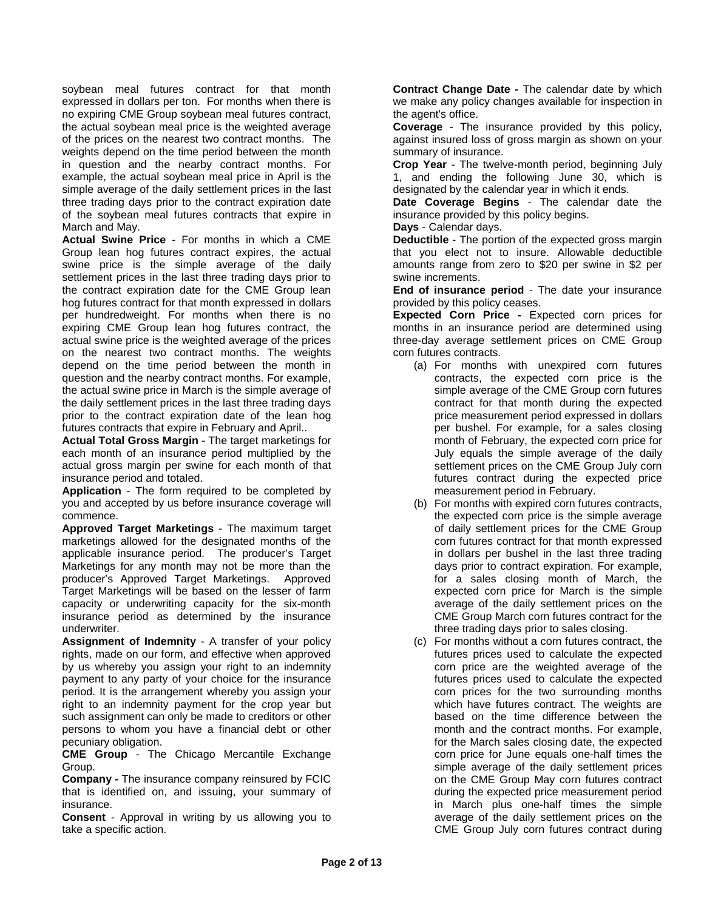soybean meal futures contract for that month expressed in dollars per ton. For months when there is no expiring CME Group soybean meal futures contract, the actual soybean meal price is the weighted average of the prices on the nearest two contract months. The weights depend on the time period between the month in question and the nearby contract months. For example, the actual soybean meal price in April is the simple average of the daily settlement prices in the last three trading days prior to the contract expiration date of the soybean meal futures contracts that expire in March and May.

**Actual Swine Price** - For months in which a CME Group lean hog futures contract expires, the actual swine price is the simple average of the daily settlement prices in the last three trading days prior to the contract expiration date for the CME Group lean hog futures contract for that month expressed in dollars per hundredweight. For months when there is no expiring CME Group lean hog futures contract, the actual swine price is the weighted average of the prices on the nearest two contract months. The weights depend on the time period between the month in question and the nearby contract months. For example, the actual swine price in March is the simple average of the daily settlement prices in the last three trading days prior to the contract expiration date of the lean hog futures contracts that expire in February and April..

**Actual Total Gross Margin** - The target marketings for each month of an insurance period multiplied by the actual gross margin per swine for each month of that insurance period and totaled.

**Application** - The form required to be completed by you and accepted by us before insurance coverage will commence.

**Approved Target Marketings** - The maximum target marketings allowed for the designated months of the applicable insurance period. The producer's Target Marketings for any month may not be more than the producer's Approved Target Marketings. Approved Target Marketings will be based on the lesser of farm capacity or underwriting capacity for the six-month insurance period as determined by the insurance underwriter.

**Assignment of Indemnity** - A transfer of your policy rights, made on our form, and effective when approved by us whereby you assign your right to an indemnity payment to any party of your choice for the insurance period. It is the arrangement whereby you assign your right to an indemnity payment for the crop year but such assignment can only be made to creditors or other persons to whom you have a financial debt or other pecuniary obligation.

**CME Group** - The Chicago Mercantile Exchange Group.

**Company -** The insurance company reinsured by FCIC that is identified on, and issuing, your summary of insurance.

**Consent** - Approval in writing by us allowing you to take a specific action.

**Contract Change Date -** The calendar date by which we make any policy changes available for inspection in the agent's office.

**Coverage** - The insurance provided by this policy, against insured loss of gross margin as shown on your summary of insurance.

**Crop Year** - The twelve-month period, beginning July 1, and ending the following June 30, which is designated by the calendar year in which it ends.

**Date Coverage Begins** - The calendar date the insurance provided by this policy begins.

**Days** - Calendar days.

**Deductible** - The portion of the expected gross margin that you elect not to insure. Allowable deductible amounts range from zero to $20 per swine in $2 per swine increments.

**End of insurance period** - The date your insurance provided by this policy ceases.

**Expected Corn Price -** Expected corn prices for months in an insurance period are determined using three-day average settlement prices on CME Group corn futures contracts.

(a) For months with unexpired corn futures contracts, the expected corn price is the simple average of the CME Group corn futures contract for that month during the expected price measurement period expressed in dollars per bushel. For example, for a sales closing month of February, the expected corn price for July equals the simple average of the daily settlement prices on the CME Group July corn futures contract during the expected price measurement period in February.

(b) For months with expired corn futures contracts, the expected corn price is the simple average of daily settlement prices for the CME Group corn futures contract for that month expressed in dollars per bushel in the last three trading days prior to contract expiration. For example, for a sales closing month of March, the expected corn price for March is the simple average of the daily settlement prices on the CME Group March corn futures contract for the three trading days prior to sales closing.

(c) For months without a corn futures contract, the futures prices used to calculate the expected corn price are the weighted average of the futures prices used to calculate the expected corn prices for the two surrounding months which have futures contract. The weights are based on the time difference between the month and the contract months. For example, for the March sales closing date, the expected corn price for June equals one-half times the simple average of the daily settlement prices on the CME Group May corn futures contract during the expected price measurement period in March plus one-half times the simple average of the daily settlement prices on the CME Group July corn futures contract during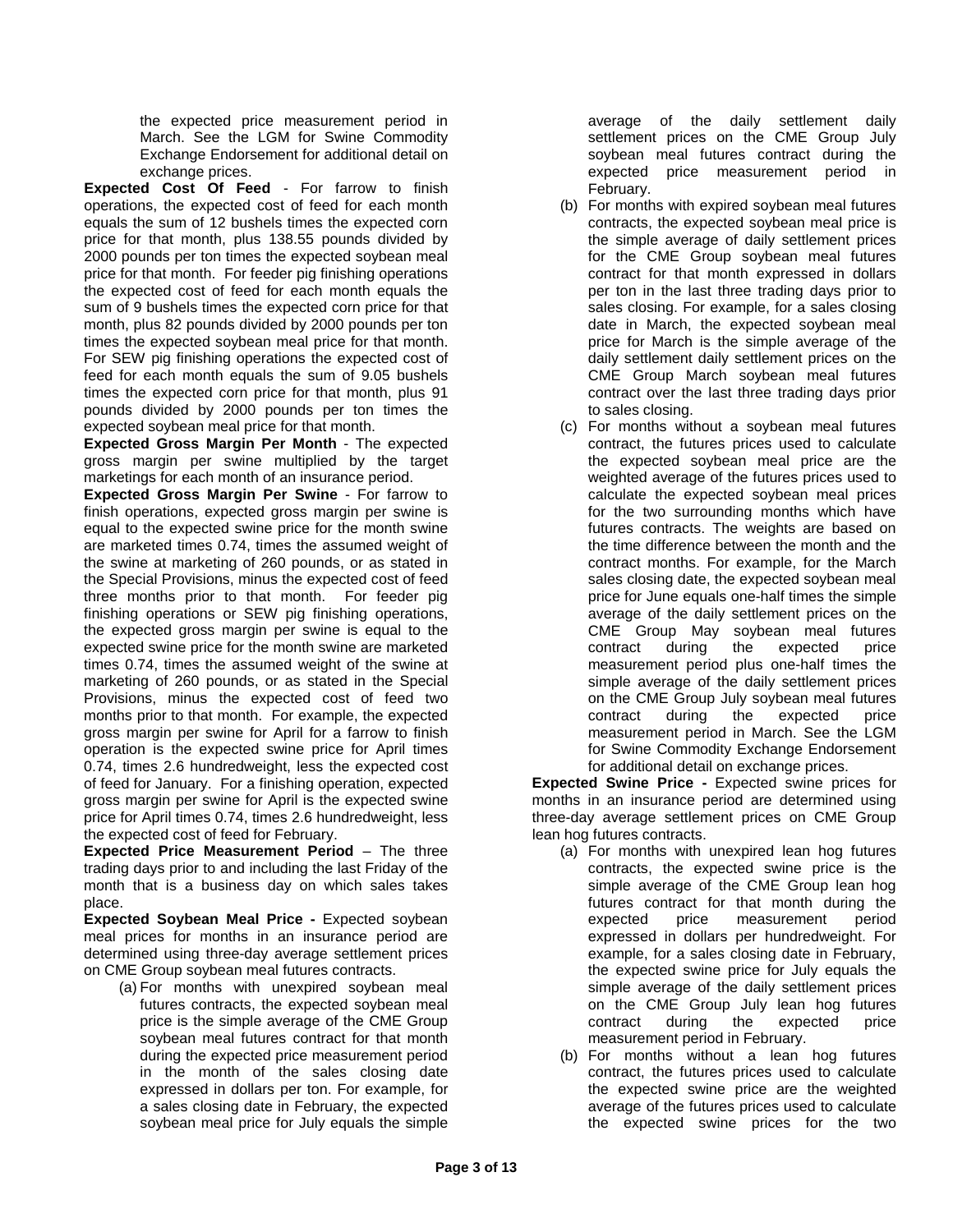the expected price measurement period in March. See the LGM for Swine Commodity Exchange Endorsement for additional detail on exchange prices.

**Expected Cost Of Feed** - For farrow to finish operations, the expected cost of feed for each month equals the sum of 12 bushels times the expected corn price for that month, plus 138.55 pounds divided by 2000 pounds per ton times the expected soybean meal price for that month. For feeder pig finishing operations the expected cost of feed for each month equals the sum of 9 bushels times the expected corn price for that month, plus 82 pounds divided by 2000 pounds per ton times the expected soybean meal price for that month. For SEW pig finishing operations the expected cost of feed for each month equals the sum of 9.05 bushels times the expected corn price for that month, plus 91 pounds divided by 2000 pounds per ton times the expected soybean meal price for that month.

**Expected Gross Margin Per Month** - The expected gross margin per swine multiplied by the target marketings for each month of an insurance period.

**Expected Gross Margin Per Swine** - For farrow to finish operations, expected gross margin per swine is equal to the expected swine price for the month swine are marketed times 0.74, times the assumed weight of the swine at marketing of 260 pounds, or as stated in the Special Provisions, minus the expected cost of feed three months prior to that month. For feeder pig finishing operations or SEW pig finishing operations, the expected gross margin per swine is equal to the expected swine price for the month swine are marketed times 0.74, times the assumed weight of the swine at marketing of 260 pounds, or as stated in the Special Provisions, minus the expected cost of feed two months prior to that month. For example, the expected gross margin per swine for April for a farrow to finish operation is the expected swine price for April times 0.74, times 2.6 hundredweight, less the expected cost of feed for January. For a finishing operation, expected gross margin per swine for April is the expected swine price for April times 0.74, times 2.6 hundredweight, less the expected cost of feed for February.

**Expected Price Measurement Period** – The three trading days prior to and including the last Friday of the month that is a business day on which sales takes place.

**Expected Soybean Meal Price -** Expected soybean meal prices for months in an insurance period are determined using three-day average settlement prices on CME Group soybean meal futures contracts.

(a) For months with unexpired soybean meal futures contracts, the expected soybean meal price is the simple average of the CME Group soybean meal futures contract for that month during the expected price measurement period in the month of the sales closing date expressed in dollars per ton. For example, for a sales closing date in February, the expected soybean meal price for July equals the simple average of the daily settlement daily settlement prices on the CME Group July soybean meal futures contract during the expected price measurement period in February.

(b) For months with expired soybean meal futures contracts, the expected soybean meal price is the simple average of daily settlement prices for the CME Group soybean meal futures contract for that month expressed in dollars per ton in the last three trading days prior to sales closing. For example, for a sales closing date in March, the expected soybean meal price for March is the simple average of the daily settlement daily settlement prices on the CME Group March soybean meal futures contract over the last three trading days prior to sales closing.

(c) For months without a soybean meal futures contract, the futures prices used to calculate the expected soybean meal price are the weighted average of the futures prices used to calculate the expected soybean meal prices for the two surrounding months which have futures contracts. The weights are based on the time difference between the month and the contract months. For example, for the March sales closing date, the expected soybean meal price for June equals one-half times the simple average of the daily settlement prices on the CME Group May soybean meal futures contract during the expected price measurement period plus one-half times the simple average of the daily settlement prices on the CME Group July soybean meal futures contract during the expected price measurement period in March. See the LGM for Swine Commodity Exchange Endorsement for additional detail on exchange prices.

**Expected Swine Price -** Expected swine prices for months in an insurance period are determined using three-day average settlement prices on CME Group lean hog futures contracts.

(a) For months with unexpired lean hog futures contracts, the expected swine price is the simple average of the CME Group lean hog futures contract for that month during the expected price measurement period expressed in dollars per hundredweight. For example, for a sales closing date in February, the expected swine price for July equals the simple average of the daily settlement prices on the CME Group July lean hog futures contract during the expected price measurement period in February.

(b) For months without a lean hog futures contract, the futures prices used to calculate the expected swine price are the weighted average of the futures prices used to calculate the expected swine prices for the two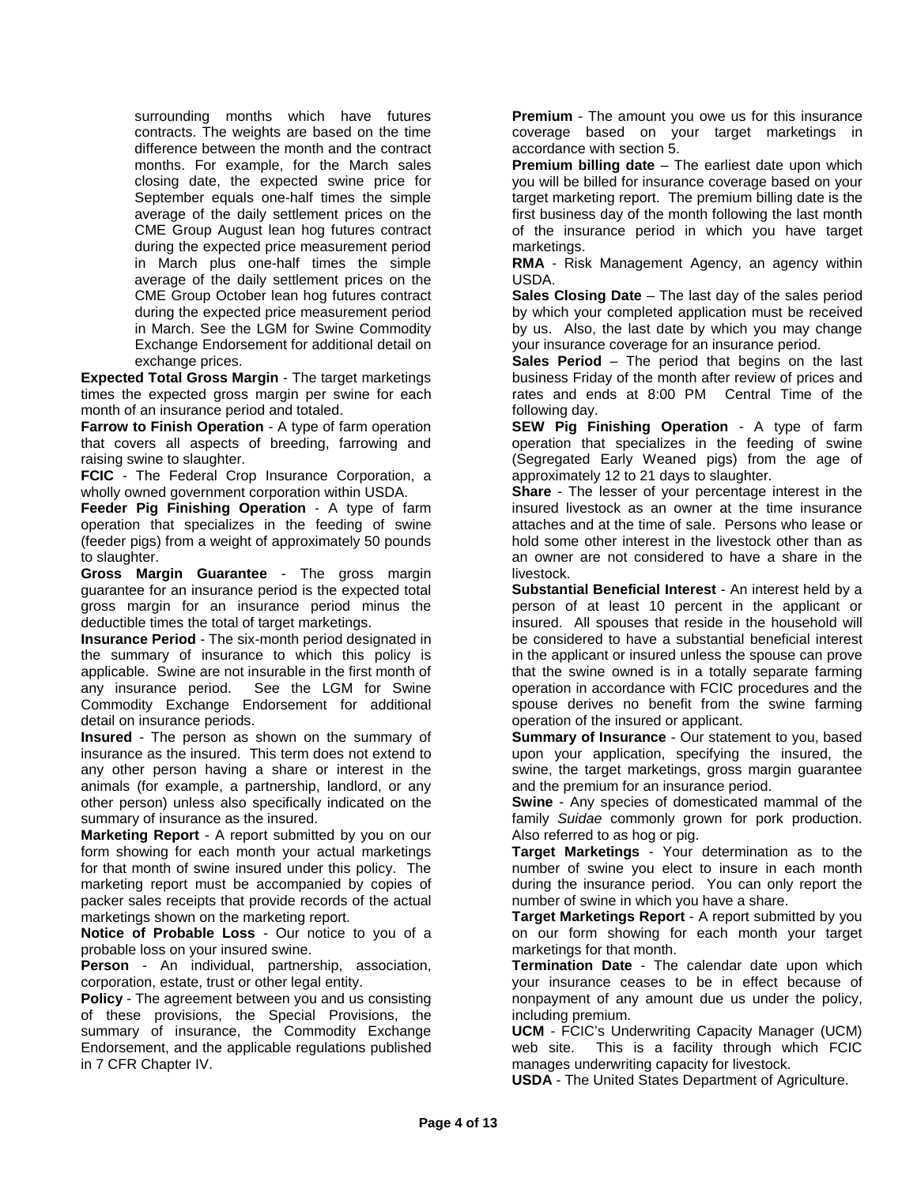surrounding months which have futures contracts. The weights are based on the time difference between the month and the contract months. For example, for the March sales closing date, the expected swine price for September equals one-half times the simple average of the daily settlement prices on the CME Group August lean hog futures contract during the expected price measurement period in March plus one-half times the simple average of the daily settlement prices on the CME Group October lean hog futures contract during the expected price measurement period in March. See the LGM for Swine Commodity Exchange Endorsement for additional detail on exchange prices.

**Expected Total Gross Margin** - The target marketings times the expected gross margin per swine for each month of an insurance period and totaled.

**Farrow to Finish Operation** - A type of farm operation that covers all aspects of breeding, farrowing and raising swine to slaughter.

**FCIC** - The Federal Crop Insurance Corporation, a wholly owned government corporation within USDA.

**Feeder Pig Finishing Operation** - A type of farm operation that specializes in the feeding of swine (feeder pigs) from a weight of approximately 50 pounds to slaughter.

**Gross Margin Guarantee** - The gross margin guarantee for an insurance period is the expected total gross margin for an insurance period minus the deductible times the total of target marketings.

**Insurance Period** - The six-month period designated in the summary of insurance to which this policy is applicable. Swine are not insurable in the first month of any insurance period. See the LGM for Swine Commodity Exchange Endorsement for additional detail on insurance periods.

**Insured** - The person as shown on the summary of insurance as the insured. This term does not extend to any other person having a share or interest in the animals (for example, a partnership, landlord, or any other person) unless also specifically indicated on the summary of insurance as the insured.

**Marketing Report** - A report submitted by you on our form showing for each month your actual marketings for that month of swine insured under this policy. The marketing report must be accompanied by copies of packer sales receipts that provide records of the actual marketings shown on the marketing report.

**Notice of Probable Loss** - Our notice to you of a probable loss on your insured swine.

**Person** - An individual, partnership, association, corporation, estate, trust or other legal entity.

**Policy** - The agreement between you and us consisting of these provisions, the Special Provisions, the summary of insurance, the Commodity Exchange Endorsement, and the applicable regulations published in 7 CFR Chapter IV.

**Premium** - The amount you owe us for this insurance coverage based on your target marketings in accordance with section 5.

**Premium billing date** – The earliest date upon which you will be billed for insurance coverage based on your target marketing report. The premium billing date is the first business day of the month following the last month of the insurance period in which you have target marketings.

**RMA** - Risk Management Agency, an agency within USDA.

**Sales Closing Date** – The last day of the sales period by which your completed application must be received by us. Also, the last date by which you may change your insurance coverage for an insurance period.

**Sales Period** – The period that begins on the last business Friday of the month after review of prices and rates and ends at 8:00 PM Central Time of the following day.

**SEW Pig Finishing Operation** - A type of farm operation that specializes in the feeding of swine (Segregated Early Weaned pigs) from the age of approximately 12 to 21 days to slaughter.

**Share** - The lesser of your percentage interest in the insured livestock as an owner at the time insurance attaches and at the time of sale. Persons who lease or hold some other interest in the livestock other than as an owner are not considered to have a share in the livestock.

**Substantial Beneficial Interest** - An interest held by a person of at least 10 percent in the applicant or insured. All spouses that reside in the household will be considered to have a substantial beneficial interest in the applicant or insured unless the spouse can prove that the swine owned is in a totally separate farming operation in accordance with FCIC procedures and the spouse derives no benefit from the swine farming operation of the insured or applicant.

**Summary of Insurance** - Our statement to you, based upon your application, specifying the insured, the swine, the target marketings, gross margin guarantee and the premium for an insurance period.

**Swine** - Any species of domesticated mammal of the family *Suidae* commonly grown for pork production. Also referred to as hog or pig.

**Target Marketings** - Your determination as to the number of swine you elect to insure in each month during the insurance period. You can only report the number of swine in which you have a share.

**Target Marketings Report** - A report submitted by you on our form showing for each month your target marketings for that month.

**Termination Date** - The calendar date upon which your insurance ceases to be in effect because of nonpayment of any amount due us under the policy, including premium.

**UCM** - FCIC's Underwriting Capacity Manager (UCM) web site. This is a facility through which FCIC manages underwriting capacity for livestock.

**USDA** - The United States Department of Agriculture.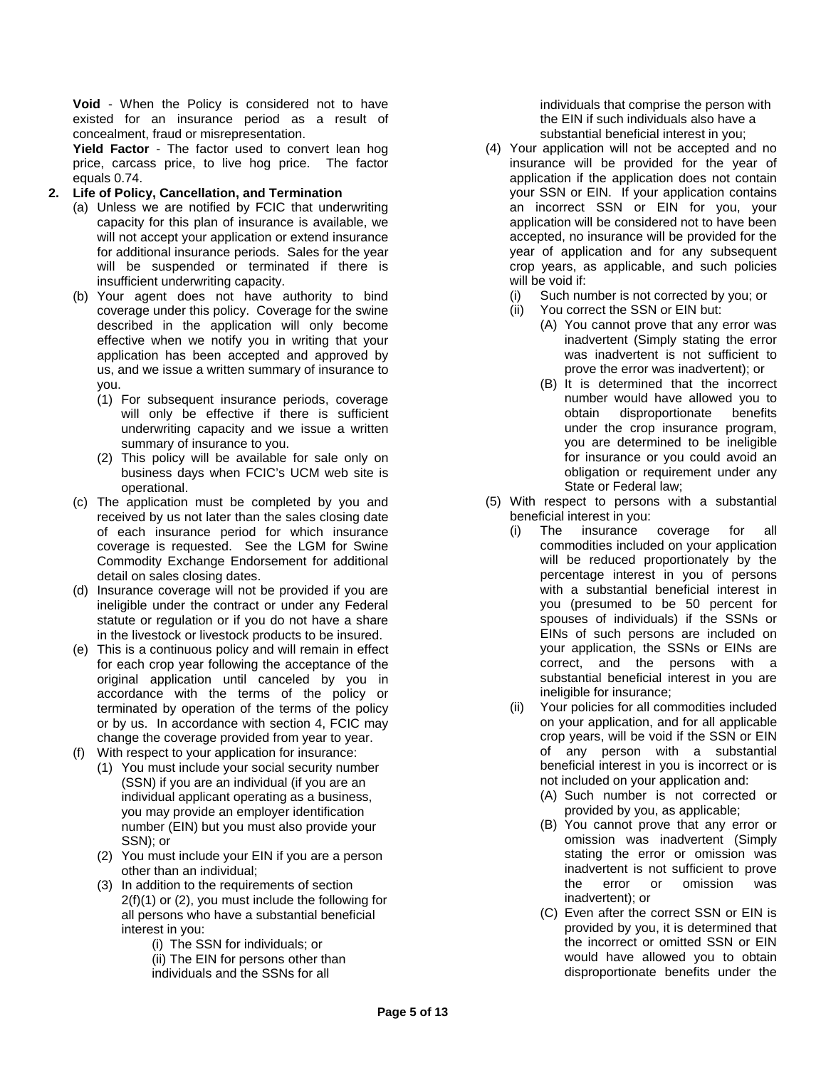**Void** - When the Policy is considered not to have existed for an insurance period as a result of concealment, fraud or misrepresentation.

**Yield Factor** - The factor used to convert lean hog price, carcass price, to live hog price. The factor equals 0.74.

**2. Life of Policy, Cancellation, and Termination**

(a) Unless we are notified by FCIC that underwriting capacity for this plan of insurance is available, we will not accept your application or extend insurance for additional insurance periods. Sales for the year will be suspended or terminated if there is insufficient underwriting capacity.

(b) Your agent does not have authority to bind coverage under this policy. Coverage for the swine described in the application will only become effective when we notify you in writing that your application has been accepted and approved by us, and we issue a written summary of insurance to you.

(1) For subsequent insurance periods, coverage will only be effective if there is sufficient underwriting capacity and we issue a written summary of insurance to you.

(2) This policy will be available for sale only on business days when FCIC's UCM web site is operational.

(c) The application must be completed by you and received by us not later than the sales closing date of each insurance period for which insurance coverage is requested. See the LGM for Swine Commodity Exchange Endorsement for additional detail on sales closing dates.

(d) Insurance coverage will not be provided if you are ineligible under the contract or under any Federal statute or regulation or if you do not have a share in the livestock or livestock products to be insured.

(e) This is a continuous policy and will remain in effect for each crop year following the acceptance of the original application until canceled by you in accordance with the terms of the policy or terminated by operation of the terms of the policy or by us. In accordance with section 4, FCIC may change the coverage provided from year to year.

(f) With respect to your application for insurance:

(1) You must include your social security number (SSN) if you are an individual (if you are an individual applicant operating as a business, you may provide an employer identification number (EIN) but you must also provide your SSN); or

(2) You must include your EIN if you are a person other than an individual;

(3) In addition to the requirements of section 2(f)(1) or (2), you must include the following for all persons who have a substantial beneficial interest in you:

(i) The SSN for individuals; or

(ii) The EIN for persons other than individuals and the SSNs for all individuals that comprise the person with the EIN if such individuals also have a substantial beneficial interest in you;

(4) Your application will not be accepted and no insurance will be provided for the year of application if the application does not contain your SSN or EIN. If your application contains an incorrect SSN or EIN for you, your application will be considered not to have been accepted, no insurance will be provided for the year of application and for any subsequent crop years, as applicable, and such policies will be void if:

(i) Such number is not corrected by you; or

(ii) You correct the SSN or EIN but:

(A) You cannot prove that any error was inadvertent (Simply stating the error was inadvertent is not sufficient to prove the error was inadvertent); or

(B) It is determined that the incorrect number would have allowed you to obtain disproportionate benefits under the crop insurance program, you are determined to be ineligible for insurance or you could avoid an obligation or requirement under any State or Federal law;

(5) With respect to persons with a substantial beneficial interest in you:

(i) The insurance coverage for all commodities included on your application will be reduced proportionately by the percentage interest in you of persons with a substantial beneficial interest in you (presumed to be 50 percent for spouses of individuals) if the SSNs or EINs of such persons are included on your application, the SSNs or EINs are correct, and the persons with a substantial beneficial interest in you are ineligible for insurance;

(ii) Your policies for all commodities included on your application, and for all applicable crop years, will be void if the SSN or EIN of any person with a substantial beneficial interest in you is incorrect or is not included on your application and:

(A) Such number is not corrected or provided by you, as applicable;

(B) You cannot prove that any error or omission was inadvertent (Simply stating the error or omission was inadvertent is not sufficient to prove the error or omission was inadvertent); or

(C) Even after the correct SSN or EIN is provided by you, it is determined that the incorrect or omitted SSN or EIN would have allowed you to obtain disproportionate benefits under the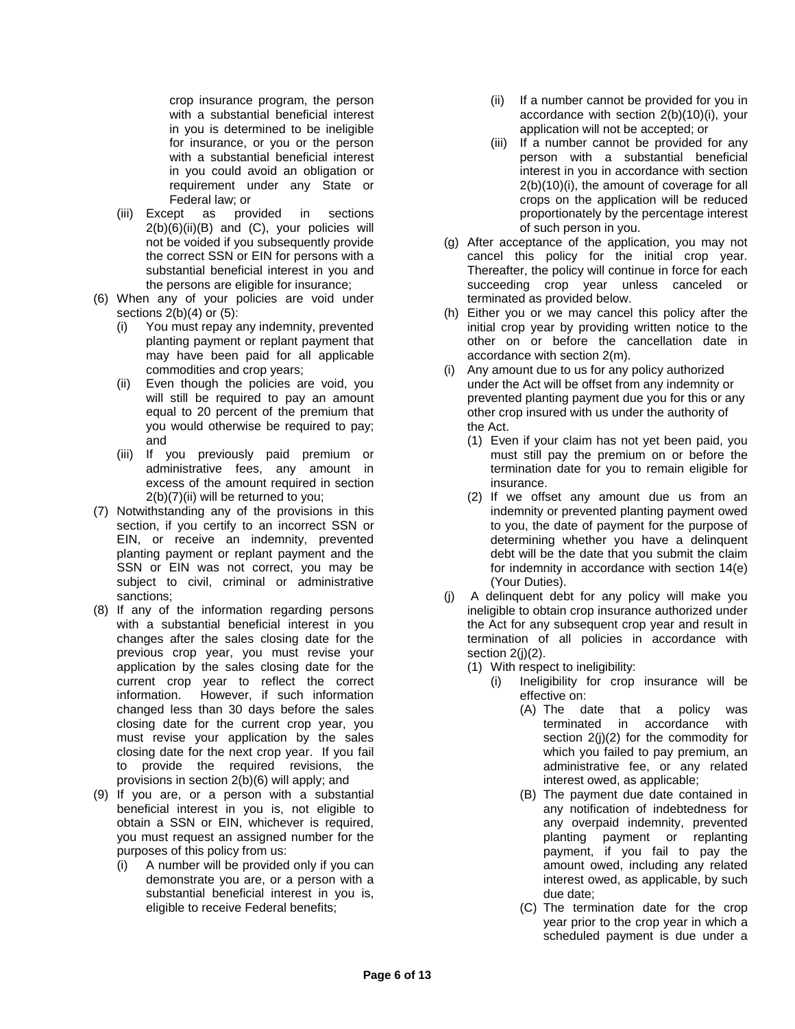crop insurance program, the person with a substantial beneficial interest in you is determined to be ineligible for insurance, or you or the person with a substantial beneficial interest in you could avoid an obligation or requirement under any State or Federal law; or

- (iii) Except as provided in sections 2(b)(6)(ii)(B) and (C), your policies will not be voided if you subsequently provide the correct SSN or EIN for persons with a substantial beneficial interest in you and the persons are eligible for insurance;

(6) When any of your policies are void under sections 2(b)(4) or (5):
   - (i) You must repay any indemnity, prevented planting payment or replant payment that may have been paid for all applicable commodities and crop years;
   - (ii) Even though the policies are void, you will still be required to pay an amount equal to 20 percent of the premium that you would otherwise be required to pay; and
   - (iii) If you previously paid premium or administrative fees, any amount in excess of the amount required in section 2(b)(7)(ii) will be returned to you;

(7) Notwithstanding any of the provisions in this section, if you certify to an incorrect SSN or EIN, or receive an indemnity, prevented planting payment or replant payment and the SSN or EIN was not correct, you may be subject to civil, criminal or administrative sanctions;

(8) If any of the information regarding persons with a substantial beneficial interest in you changes after the sales closing date for the previous crop year, you must revise your application by the sales closing date for the current crop year to reflect the correct information. However, if such information changed less than 30 days before the sales closing date for the current crop year, you must revise your application by the sales closing date for the next crop year. If you fail to provide the required revisions, the provisions in section 2(b)(6) will apply; and

(9) If you are, or a person with a substantial beneficial interest in you is, not eligible to obtain a SSN or EIN, whichever is required, you must request an assigned number for the purposes of this policy from us:
   - (i) A number will be provided only if you can demonstrate you are, or a person with a substantial beneficial interest in you is, eligible to receive Federal benefits;
   - (ii) If a number cannot be provided for you in accordance with section 2(b)(10)(i), your application will not be accepted; or
   - (iii) If a number cannot be provided for any person with a substantial beneficial interest in you in accordance with section 2(b)(10)(i), the amount of coverage for all crops on the application will be reduced proportionately by the percentage interest of such person in you.

(g) After acceptance of the application, you may not cancel this policy for the initial crop year. Thereafter, the policy will continue in force for each succeeding crop year unless canceled or terminated as provided below.

(h) Either you or we may cancel this policy after the initial crop year by providing written notice to the other on or before the cancellation date in accordance with section 2(m).

(i) Any amount due to us for any policy authorized under the Act will be offset from any indemnity or prevented planting payment due you for this or any other crop insured with us under the authority of the Act.
   - (1) Even if your claim has not yet been paid, you must still pay the premium on or before the termination date for you to remain eligible for insurance.
   - (2) If we offset any amount due us from an indemnity or prevented planting payment owed to you, the date of payment for the purpose of determining whether you have a delinquent debt will be the date that you submit the claim for indemnity in accordance with section 14(e) (Your Duties).

(j) A delinquent debt for any policy will make you ineligible to obtain crop insurance authorized under the Act for any subsequent crop year and result in termination of all policies in accordance with section 2(j)(2).
   - (1) With respect to ineligibility:
     - (i) Ineligibility for crop insurance will be effective on:
       - (A) The date that a policy was terminated in accordance with section 2(j)(2) for the commodity for which you failed to pay premium, an administrative fee, or any related interest owed, as applicable;
       - (B) The payment due date contained in any notification of indebtedness for any overpaid indemnity, prevented planting payment or replanting payment, if you fail to pay the amount owed, including any related interest owed, as applicable, by such due date;
       - (C) The termination date for the crop year prior to the crop year in which a scheduled payment is due under a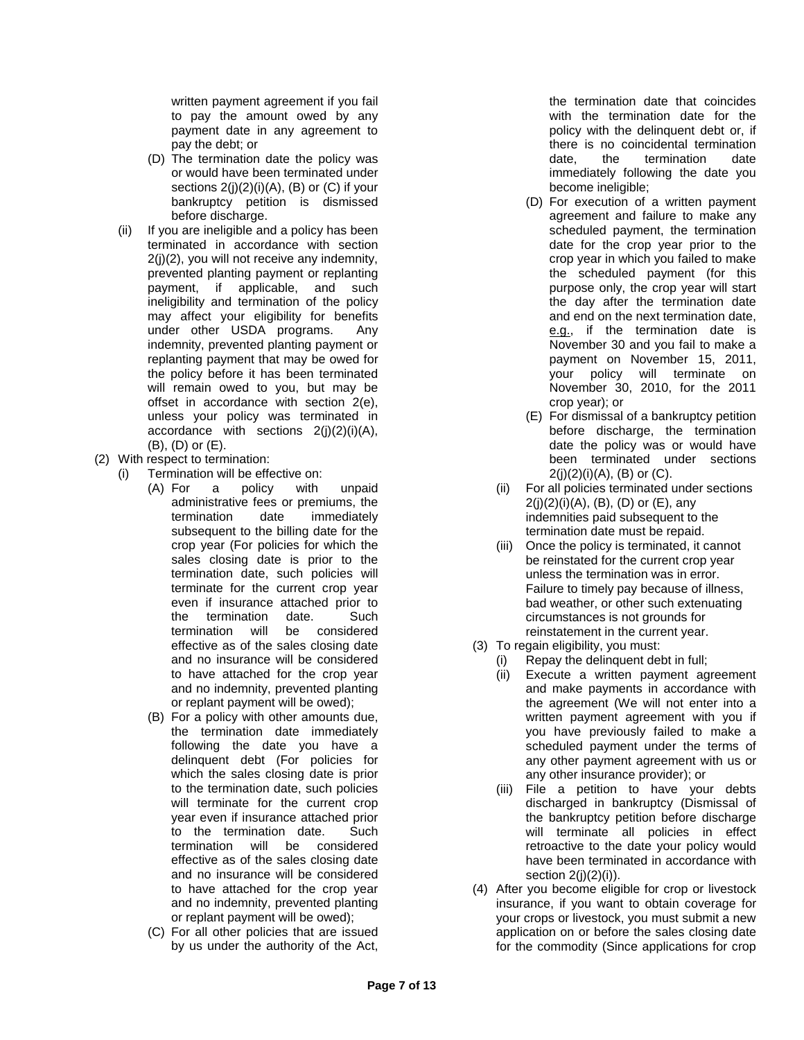written payment agreement if you fail to pay the amount owed by any payment date in any agreement to pay the debt; or

(D) The termination date the policy was or would have been terminated under sections 2(j)(2)(i)(A), (B) or (C) if your bankruptcy petition is dismissed before discharge.

(ii) If you are ineligible and a policy has been terminated in accordance with section 2(j)(2), you will not receive any indemnity, prevented planting payment or replanting payment, if applicable, and such ineligibility and termination of the policy may affect your eligibility for benefits under other USDA programs. Any indemnity, prevented planting payment or replanting payment that may be owed for the policy before it has been terminated will remain owed to you, but may be offset in accordance with section 2(e), unless your policy was terminated in accordance with sections 2(j)(2)(i)(A), (B), (D) or (E).

(2) With respect to termination:

(i) Termination will be effective on:

(A) For a policy with unpaid administrative fees or premiums, the termination date immediately subsequent to the billing date for the crop year (For policies for which the sales closing date is prior to the termination date, such policies will terminate for the current crop year even if insurance attached prior to the termination date. Such termination will be considered effective as of the sales closing date and no insurance will be considered to have attached for the crop year and no indemnity, prevented planting or replant payment will be owed);

(B) For a policy with other amounts due, the termination date immediately following the date you have a delinquent debt (For policies for which the sales closing date is prior to the termination date, such policies will terminate for the current crop year even if insurance attached prior to the termination date. Such termination will be considered effective as of the sales closing date and no insurance will be considered to have attached for the crop year and no indemnity, prevented planting or replant payment will be owed);

(C) For all other policies that are issued by us under the authority of the Act, the termination date that coincides with the termination date for the policy with the delinquent debt or, if there is no coincidental termination date, the termination date immediately following the date you become ineligible;

(D) For execution of a written payment agreement and failure to make any scheduled payment, the termination date for the crop year prior to the crop year in which you failed to make the scheduled payment (for this purpose only, the crop year will start the day after the termination date and end on the next termination date, e.g., if the termination date is November 30 and you fail to make a payment on November 15, 2011, your policy will terminate on November 30, 2010, for the 2011 crop year); or

(E) For dismissal of a bankruptcy petition before discharge, the termination date the policy was or would have been terminated under sections 2(j)(2)(i)(A), (B) or (C).

(ii) For all policies terminated under sections 2(j)(2)(i)(A), (B), (D) or (E), any indemnities paid subsequent to the termination date must be repaid.

(iii) Once the policy is terminated, it cannot be reinstated for the current crop year unless the termination was in error. Failure to timely pay because of illness, bad weather, or other such extenuating circumstances is not grounds for reinstatement in the current year.

(3) To regain eligibility, you must:

(i) Repay the delinquent debt in full;

(ii) Execute a written payment agreement and make payments in accordance with the agreement (We will not enter into a written payment agreement with you if you have previously failed to make a scheduled payment under the terms of any other payment agreement with us or any other insurance provider); or

(iii) File a petition to have your debts discharged in bankruptcy (Dismissal of the bankruptcy petition before discharge will terminate all policies in effect retroactive to the date your policy would have been terminated in accordance with section 2(j)(2)(i)).

(4) After you become eligible for crop or livestock insurance, if you want to obtain coverage for your crops or livestock, you must submit a new application on or before the sales closing date for the commodity (Since applications for crop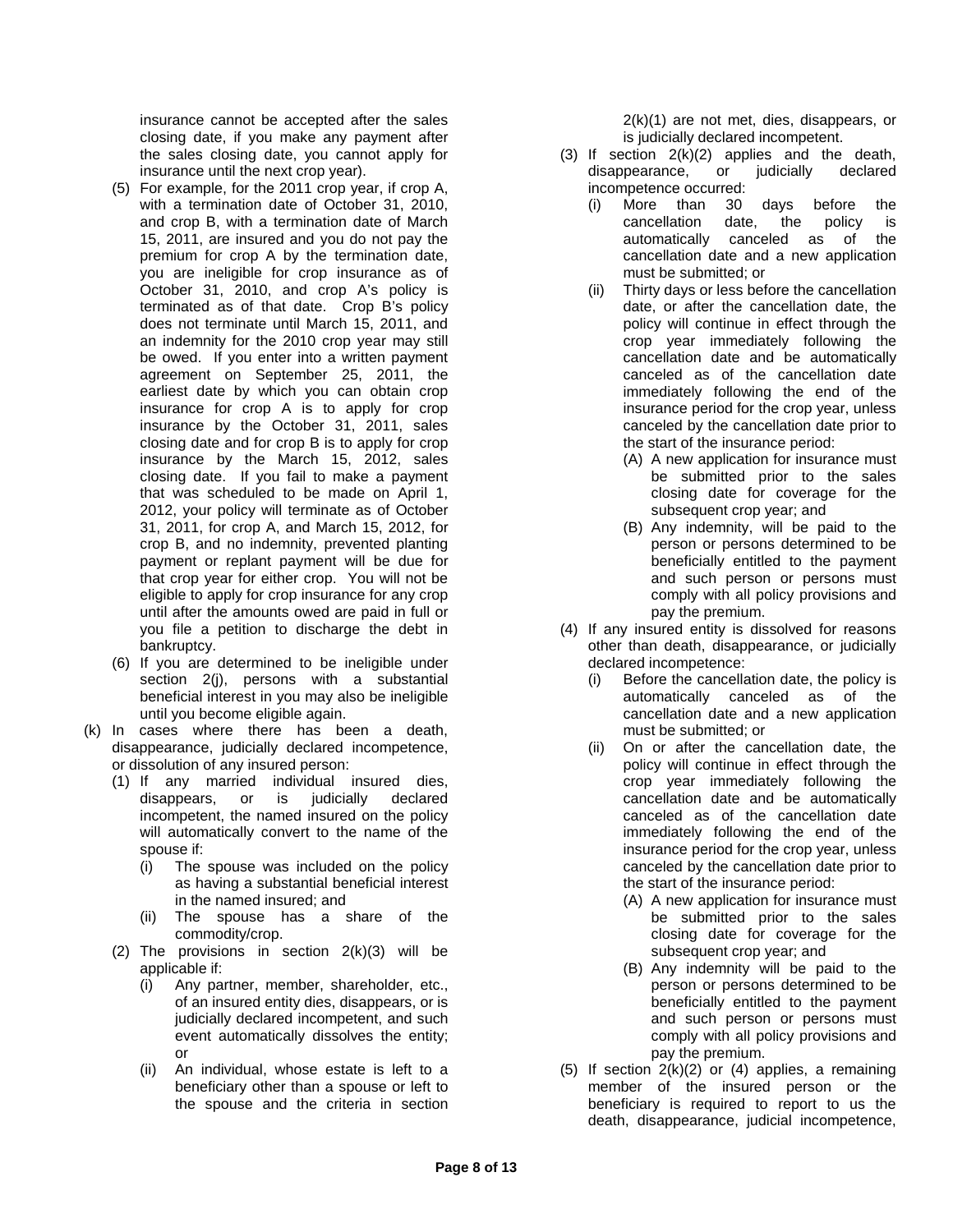insurance cannot be accepted after the sales closing date, if you make any payment after the sales closing date, you cannot apply for insurance until the next crop year).

(5) For example, for the 2011 crop year, if crop A, with a termination date of October 31, 2010, and crop B, with a termination date of March 15, 2011, are insured and you do not pay the premium for crop A by the termination date, you are ineligible for crop insurance as of October 31, 2010, and crop A's policy is terminated as of that date. Crop B's policy does not terminate until March 15, 2011, and an indemnity for the 2010 crop year may still be owed. If you enter into a written payment agreement on September 25, 2011, the earliest date by which you can obtain crop insurance for crop A is to apply for crop insurance by the October 31, 2011, sales closing date and for crop B is to apply for crop insurance by the March 15, 2012, sales closing date. If you fail to make a payment that was scheduled to be made on April 1, 2012, your policy will terminate as of October 31, 2011, for crop A, and March 15, 2012, for crop B, and no indemnity, prevented planting payment or replant payment will be due for that crop year for either crop. You will not be eligible to apply for crop insurance for any crop until after the amounts owed are paid in full or you file a petition to discharge the debt in bankruptcy.

(6) If you are determined to be ineligible under section 2(j), persons with a substantial beneficial interest in you may also be ineligible until you become eligible again.

(k) In cases where there has been a death, disappearance, judicially declared incompetence, or dissolution of any insured person:

(1) If any married individual insured dies, disappears, or is judicially declared incompetent, the named insured on the policy will automatically convert to the name of the spouse if:

(i) The spouse was included on the policy as having a substantial beneficial interest in the named insured; and

(ii) The spouse has a share of the commodity/crop.

(2) The provisions in section 2(k)(3) will be applicable if:

(i) Any partner, member, shareholder, etc., of an insured entity dies, disappears, or is judicially declared incompetent, and such event automatically dissolves the entity; or

(ii) An individual, whose estate is left to a beneficiary other than a spouse or left to the spouse and the criteria in section 2(k)(1) are not met, dies, disappears, or is judicially declared incompetent.

(3) If section 2(k)(2) applies and the death, disappearance, or judicially declared incompetence occurred:

(i) More than 30 days before the cancellation date, the policy is automatically canceled as of the cancellation date and a new application must be submitted; or

(ii) Thirty days or less before the cancellation date, or after the cancellation date, the policy will continue in effect through the crop year immediately following the cancellation date and be automatically canceled as of the cancellation date immediately following the end of the insurance period for the crop year, unless canceled by the cancellation date prior to the start of the insurance period:

(A) A new application for insurance must be submitted prior to the sales closing date for coverage for the subsequent crop year; and

(B) Any indemnity, will be paid to the person or persons determined to be beneficially entitled to the payment and such person or persons must comply with all policy provisions and pay the premium.

(4) If any insured entity is dissolved for reasons other than death, disappearance, or judicially declared incompetence:

(i) Before the cancellation date, the policy is automatically canceled as of the cancellation date and a new application must be submitted; or

(ii) On or after the cancellation date, the policy will continue in effect through the crop year immediately following the cancellation date and be automatically canceled as of the cancellation date immediately following the end of the insurance period for the crop year, unless canceled by the cancellation date prior to the start of the insurance period:

(A) A new application for insurance must be submitted prior to the sales closing date for coverage for the subsequent crop year; and

(B) Any indemnity will be paid to the person or persons determined to be beneficially entitled to the payment and such person or persons must comply with all policy provisions and pay the premium.

(5) If section 2(k)(2) or (4) applies, a remaining member of the insured person or the beneficiary is required to report to us the death, disappearance, judicial incompetence,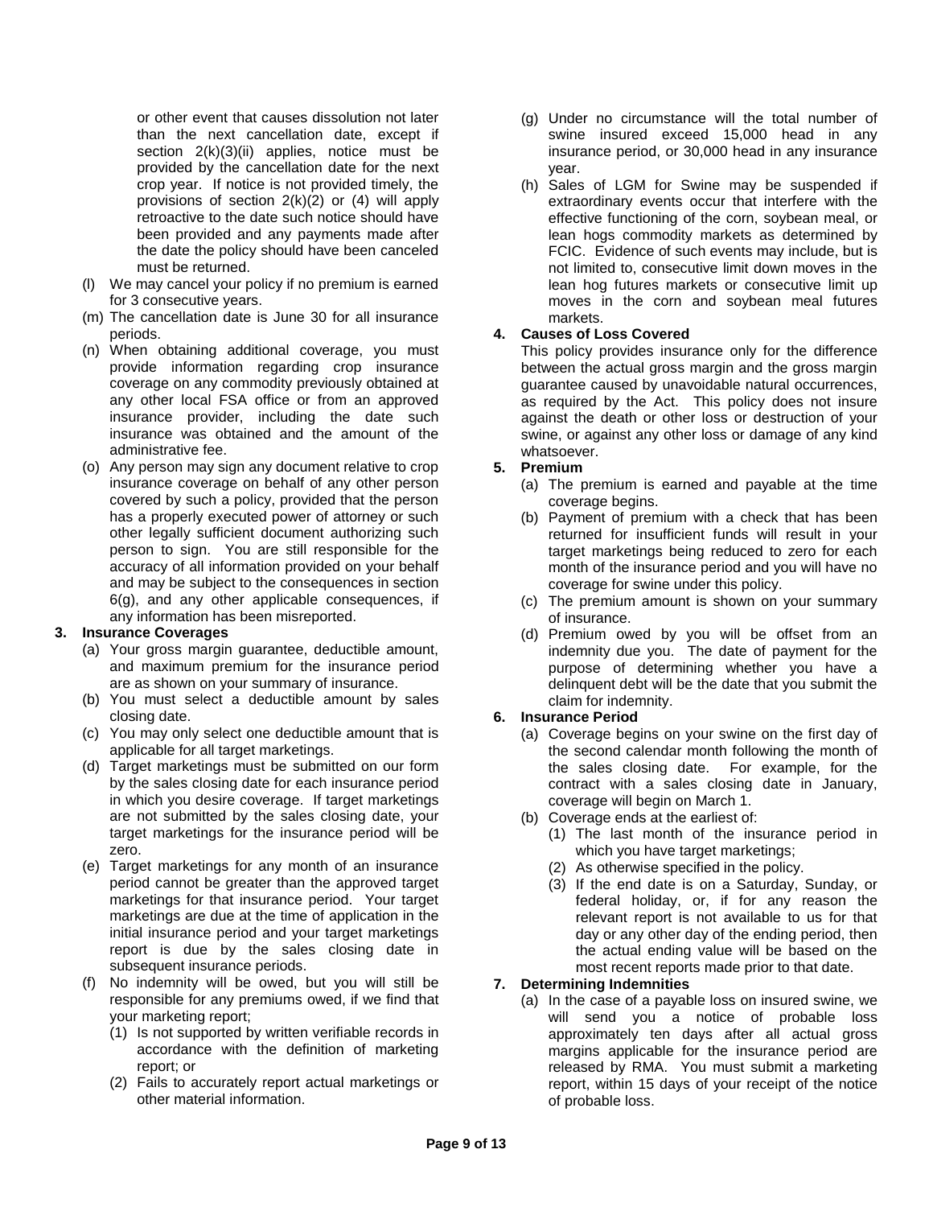or other event that causes dissolution not later than the next cancellation date, except if section 2(k)(3)(ii) applies, notice must be provided by the cancellation date for the next crop year. If notice is not provided timely, the provisions of section 2(k)(2) or (4) will apply retroactive to the date such notice should have been provided and any payments made after the date the policy should have been canceled must be returned.

(l) We may cancel your policy if no premium is earned for 3 consecutive years.

(m) The cancellation date is June 30 for all insurance periods.

(n) When obtaining additional coverage, you must provide information regarding crop insurance coverage on any commodity previously obtained at any other local FSA office or from an approved insurance provider, including the date such insurance was obtained and the amount of the administrative fee.

(o) Any person may sign any document relative to crop insurance coverage on behalf of any other person covered by such a policy, provided that the person has a properly executed power of attorney or such other legally sufficient document authorizing such person to sign. You are still responsible for the accuracy of all information provided on your behalf and may be subject to the consequences in section 6(g), and any other applicable consequences, if any information has been misreported.

**3. Insurance Coverages**

(a) Your gross margin guarantee, deductible amount, and maximum premium for the insurance period are as shown on your summary of insurance.

(b) You must select a deductible amount by sales closing date.

(c) You may only select one deductible amount that is applicable for all target marketings.

(d) Target marketings must be submitted on our form by the sales closing date for each insurance period in which you desire coverage. If target marketings are not submitted by the sales closing date, your target marketings for the insurance period will be zero.

(e) Target marketings for any month of an insurance period cannot be greater than the approved target marketings for that insurance period. Your target marketings are due at the time of application in the initial insurance period and your target marketings report is due by the sales closing date in subsequent insurance periods.

(f) No indemnity will be owed, but you will still be responsible for any premiums owed, if we find that your marketing report;

(1) Is not supported by written verifiable records in accordance with the definition of marketing report; or

(2) Fails to accurately report actual marketings or other material information.

(g) Under no circumstance will the total number of swine insured exceed 15,000 head in any insurance period, or 30,000 head in any insurance year.

(h) Sales of LGM for Swine may be suspended if extraordinary events occur that interfere with the effective functioning of the corn, soybean meal, or lean hogs commodity markets as determined by FCIC. Evidence of such events may include, but is not limited to, consecutive limit down moves in the lean hog futures markets or consecutive limit up moves in the corn and soybean meal futures markets.

**4. Causes of Loss Covered**

This policy provides insurance only for the difference between the actual gross margin and the gross margin guarantee caused by unavoidable natural occurrences, as required by the Act. This policy does not insure against the death or other loss or destruction of your swine, or against any other loss or damage of any kind whatsoever.

**5. Premium**

(a) The premium is earned and payable at the time coverage begins.

(b) Payment of premium with a check that has been returned for insufficient funds will result in your target marketings being reduced to zero for each month of the insurance period and you will have no coverage for swine under this policy.

(c) The premium amount is shown on your summary of insurance.

(d) Premium owed by you will be offset from an indemnity due you. The date of payment for the purpose of determining whether you have a delinquent debt will be the date that you submit the claim for indemnity.

**6. Insurance Period**

(a) Coverage begins on your swine on the first day of the second calendar month following the month of the sales closing date. For example, for the contract with a sales closing date in January, coverage will begin on March 1.

(b) Coverage ends at the earliest of:

(1) The last month of the insurance period in which you have target marketings;

(2) As otherwise specified in the policy.

(3) If the end date is on a Saturday, Sunday, or federal holiday, or, if for any reason the relevant report is not available to us for that day or any other day of the ending period, then the actual ending value will be based on the most recent reports made prior to that date.

**7. Determining Indemnities**

(a) In the case of a payable loss on insured swine, we will send you a notice of probable loss approximately ten days after all actual gross margins applicable for the insurance period are released by RMA. You must submit a marketing report, within 15 days of your receipt of the notice of probable loss.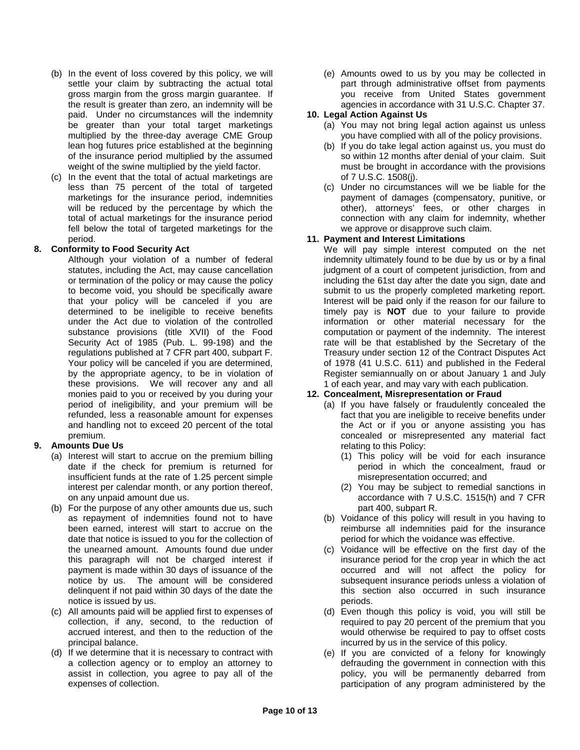(b) In the event of loss covered by this policy, we will settle your claim by subtracting the actual total gross margin from the gross margin guarantee. If the result is greater than zero, an indemnity will be paid. Under no circumstances will the indemnity be greater than your total target marketings multiplied by the three-day average CME Group lean hog futures price established at the beginning of the insurance period multiplied by the assumed weight of the swine multiplied by the yield factor.

(c) In the event that the total of actual marketings are less than 75 percent of the total of targeted marketings for the insurance period, indemnities will be reduced by the percentage by which the total of actual marketings for the insurance period fell below the total of targeted marketings for the period.

**8. Conformity to Food Security Act**

Although your violation of a number of federal statutes, including the Act, may cause cancellation or termination of the policy or may cause the policy to become void, you should be specifically aware that your policy will be canceled if you are determined to be ineligible to receive benefits under the Act due to violation of the controlled substance provisions (title XVII) of the Food Security Act of 1985 (Pub. L. 99-198) and the regulations published at 7 CFR part 400, subpart F. Your policy will be canceled if you are determined, by the appropriate agency, to be in violation of these provisions. We will recover any and all monies paid to you or received by you during your period of ineligibility, and your premium will be refunded, less a reasonable amount for expenses and handling not to exceed 20 percent of the total premium.

**9. Amounts Due Us**

(a) Interest will start to accrue on the premium billing date if the check for premium is returned for insufficient funds at the rate of 1.25 percent simple interest per calendar month, or any portion thereof, on any unpaid amount due us.

(b) For the purpose of any other amounts due us, such as repayment of indemnities found not to have been earned, interest will start to accrue on the date that notice is issued to you for the collection of the unearned amount. Amounts found due under this paragraph will not be charged interest if payment is made within 30 days of issuance of the notice by us. The amount will be considered delinquent if not paid within 30 days of the date the notice is issued by us.

(c) All amounts paid will be applied first to expenses of collection, if any, second, to the reduction of accrued interest, and then to the reduction of the principal balance.

(d) If we determine that it is necessary to contract with a collection agency or to employ an attorney to assist in collection, you agree to pay all of the expenses of collection.

(e) Amounts owed to us by you may be collected in part through administrative offset from payments you receive from United States government agencies in accordance with 31 U.S.C. Chapter 37.

**10. Legal Action Against Us**

(a) You may not bring legal action against us unless you have complied with all of the policy provisions.

(b) If you do take legal action against us, you must do so within 12 months after denial of your claim. Suit must be brought in accordance with the provisions of 7 U.S.C. 1508(j).

(c) Under no circumstances will we be liable for the payment of damages (compensatory, punitive, or other), attorneys' fees, or other charges in connection with any claim for indemnity, whether we approve or disapprove such claim.

**11. Payment and Interest Limitations**

We will pay simple interest computed on the net indemnity ultimately found to be due by us or by a final judgment of a court of competent jurisdiction, from and including the 61st day after the date you sign, date and submit to us the properly completed marketing report. Interest will be paid only if the reason for our failure to timely pay is **NOT** due to your failure to provide information or other material necessary for the computation or payment of the indemnity. The interest rate will be that established by the Secretary of the Treasury under section 12 of the Contract Disputes Act of 1978 (41 U.S.C. 611) and published in the Federal Register semiannually on or about January 1 and July 1 of each year, and may vary with each publication.

**12. Concealment, Misrepresentation or Fraud**

(a) If you have falsely or fraudulently concealed the fact that you are ineligible to receive benefits under the Act or if you or anyone assisting you has concealed or misrepresented any material fact relating to this Policy:

(1) This policy will be void for each insurance period in which the concealment, fraud or misrepresentation occurred; and

(2) You may be subject to remedial sanctions in accordance with 7 U.S.C. 1515(h) and 7 CFR part 400, subpart R.

(b) Voidance of this policy will result in you having to reimburse all indemnities paid for the insurance period for which the voidance was effective.

(c) Voidance will be effective on the first day of the insurance period for the crop year in which the act occurred and will not affect the policy for subsequent insurance periods unless a violation of this section also occurred in such insurance periods.

(d) Even though this policy is void, you will still be required to pay 20 percent of the premium that you would otherwise be required to pay to offset costs incurred by us in the service of this policy.

(e) If you are convicted of a felony for knowingly defrauding the government in connection with this policy, you will be permanently debarred from participation of any program administered by the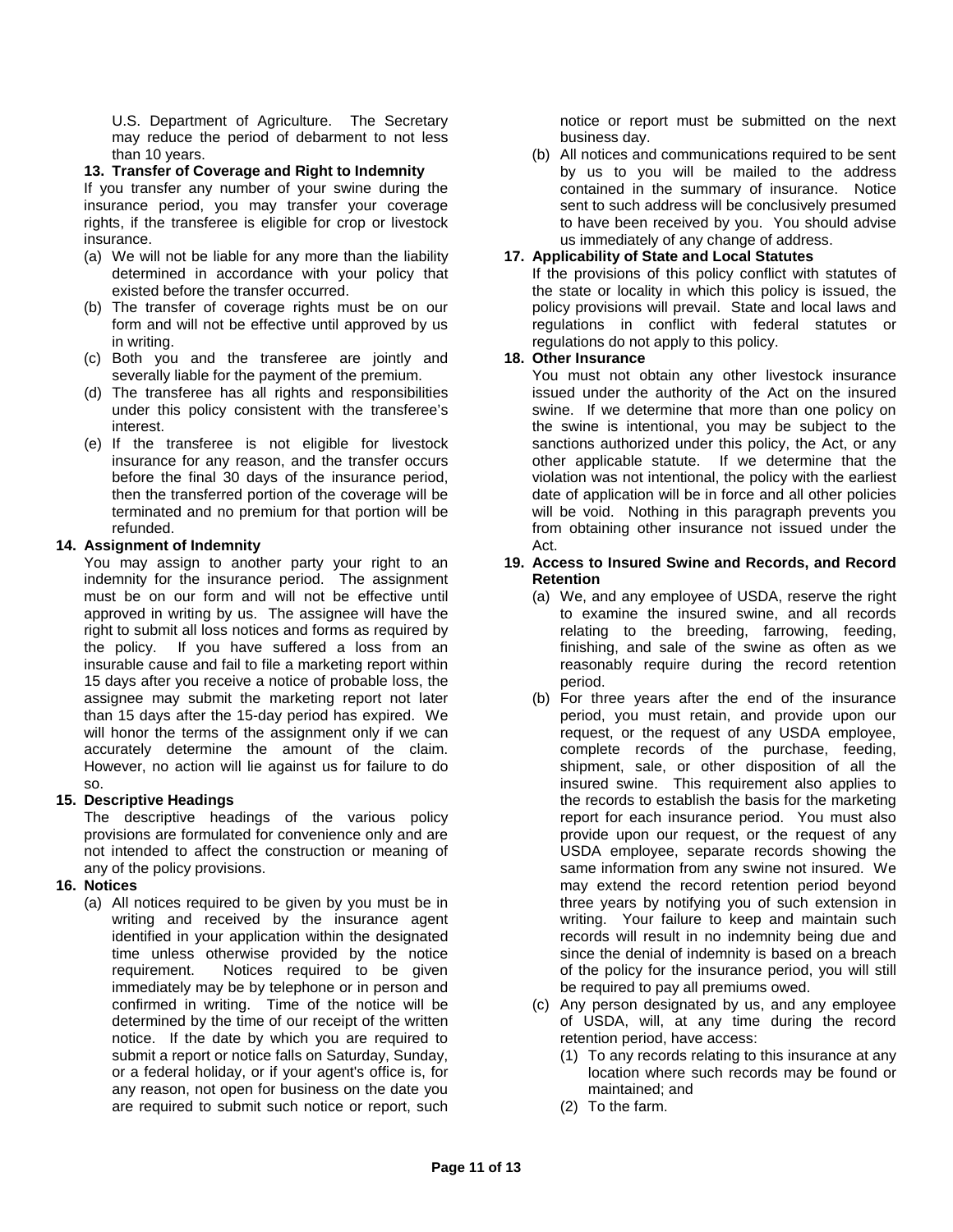U.S. Department of Agriculture. The Secretary may reduce the period of debarment to not less than 10 years.

**13. Transfer of Coverage and Right to Indemnity**

If you transfer any number of your swine during the insurance period, you may transfer your coverage rights, if the transferee is eligible for crop or livestock insurance.

(a) We will not be liable for any more than the liability determined in accordance with your policy that existed before the transfer occurred.

(b) The transfer of coverage rights must be on our form and will not be effective until approved by us in writing.

(c) Both you and the transferee are jointly and severally liable for the payment of the premium.

(d) The transferee has all rights and responsibilities under this policy consistent with the transferee's interest.

(e) If the transferee is not eligible for livestock insurance for any reason, and the transfer occurs before the final 30 days of the insurance period, then the transferred portion of the coverage will be terminated and no premium for that portion will be refunded.

**14. Assignment of Indemnity**

You may assign to another party your right to an indemnity for the insurance period. The assignment must be on our form and will not be effective until approved in writing by us. The assignee will have the right to submit all loss notices and forms as required by the policy. If you have suffered a loss from an insurable cause and fail to file a marketing report within 15 days after you receive a notice of probable loss, the assignee may submit the marketing report not later than 15 days after the 15-day period has expired. We will honor the terms of the assignment only if we can accurately determine the amount of the claim. However, no action will lie against us for failure to do so.

**15. Descriptive Headings**

The descriptive headings of the various policy provisions are formulated for convenience only and are not intended to affect the construction or meaning of any of the policy provisions.

**16. Notices**

(a) All notices required to be given by you must be in writing and received by the insurance agent identified in your application within the designated time unless otherwise provided by the notice requirement. Notices required to be given immediately may be by telephone or in person and confirmed in writing. Time of the notice will be determined by the time of our receipt of the written notice. If the date by which you are required to submit a report or notice falls on Saturday, Sunday, or a federal holiday, or if your agent's office is, for any reason, not open for business on the date you are required to submit such notice or report, such notice or report must be submitted on the next business day.

(b) All notices and communications required to be sent by us to you will be mailed to the address contained in the summary of insurance. Notice sent to such address will be conclusively presumed to have been received by you. You should advise us immediately of any change of address.

**17. Applicability of State and Local Statutes**

If the provisions of this policy conflict with statutes of the state or locality in which this policy is issued, the policy provisions will prevail. State and local laws and regulations in conflict with federal statutes or regulations do not apply to this policy.

**18. Other Insurance**

You must not obtain any other livestock insurance issued under the authority of the Act on the insured swine. If we determine that more than one policy on the swine is intentional, you may be subject to the sanctions authorized under this policy, the Act, or any other applicable statute. If we determine that the violation was not intentional, the policy with the earliest date of application will be in force and all other policies will be void. Nothing in this paragraph prevents you from obtaining other insurance not issued under the Act.

**19. Access to Insured Swine and Records, and Record Retention**

(a) We, and any employee of USDA, reserve the right to examine the insured swine, and all records relating to the breeding, farrowing, feeding, finishing, and sale of the swine as often as we reasonably require during the record retention period.

(b) For three years after the end of the insurance period, you must retain, and provide upon our request, or the request of any USDA employee, complete records of the purchase, feeding, shipment, sale, or other disposition of all the insured swine. This requirement also applies to the records to establish the basis for the marketing report for each insurance period. You must also provide upon our request, or the request of any USDA employee, separate records showing the same information from any swine not insured. We may extend the record retention period beyond three years by notifying you of such extension in writing. Your failure to keep and maintain such records will result in no indemnity being due and since the denial of indemnity is based on a breach of the policy for the insurance period, you will still be required to pay all premiums owed.

(c) Any person designated by us, and any employee of USDA, will, at any time during the record retention period, have access:

(1) To any records relating to this insurance at any location where such records may be found or maintained; and

(2) To the farm.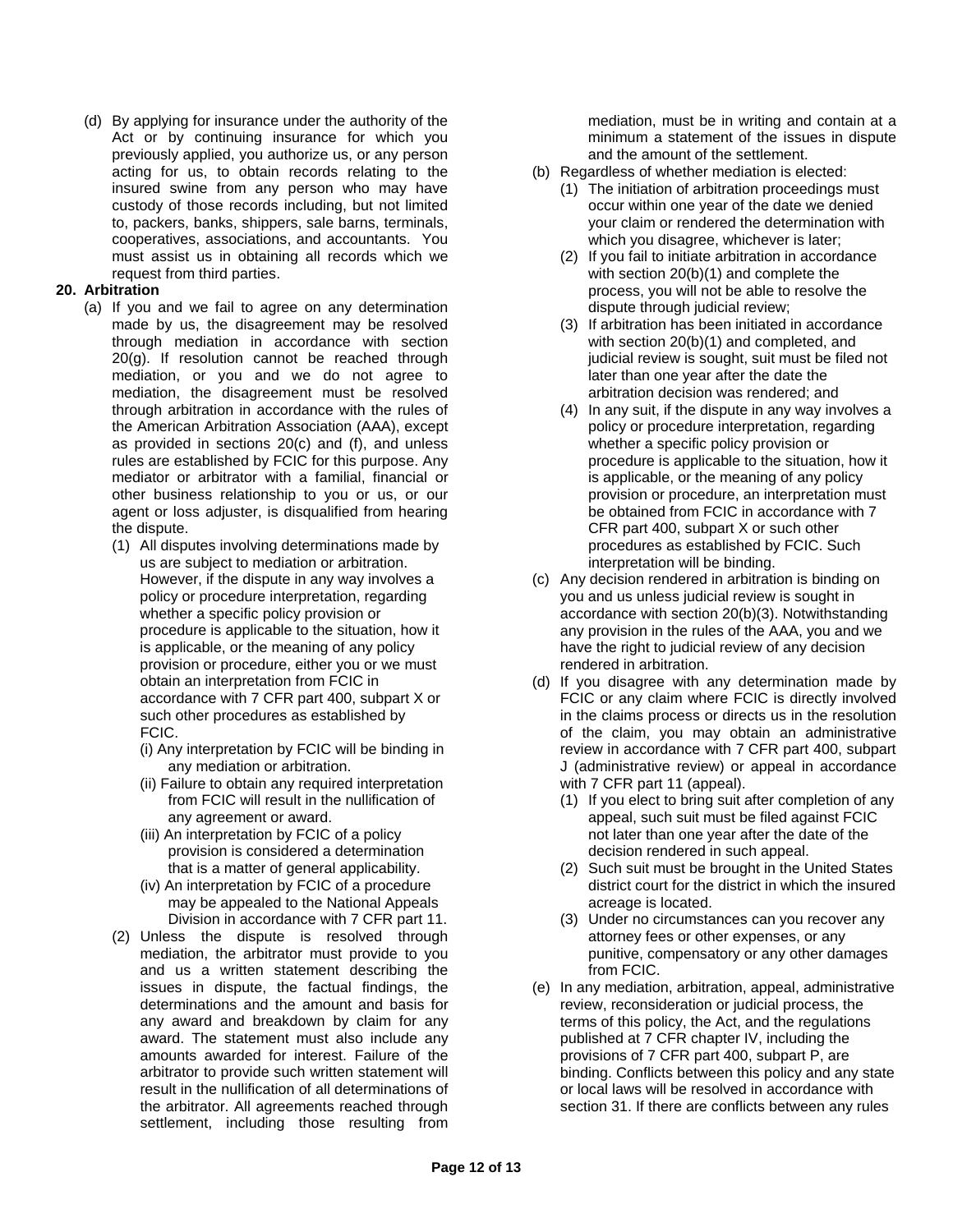(d) By applying for insurance under the authority of the Act or by continuing insurance for which you previously applied, you authorize us, or any person acting for us, to obtain records relating to the insured swine from any person who may have custody of those records including, but not limited to, packers, banks, shippers, sale barns, terminals, cooperatives, associations, and accountants. You must assist us in obtaining all records which we request from third parties.

**20. Arbitration**

(a) If you and we fail to agree on any determination made by us, the disagreement may be resolved through mediation in accordance with section 20(g). If resolution cannot be reached through mediation, or you and we do not agree to mediation, the disagreement must be resolved through arbitration in accordance with the rules of the American Arbitration Association (AAA), except as provided in sections 20(c) and (f), and unless rules are established by FCIC for this purpose. Any mediator or arbitrator with a familial, financial or other business relationship to you or us, or our agent or loss adjuster, is disqualified from hearing the dispute.

(1) All disputes involving determinations made by us are subject to mediation or arbitration. However, if the dispute in any way involves a policy or procedure interpretation, regarding whether a specific policy provision or procedure is applicable to the situation, how it is applicable, or the meaning of any policy provision or procedure, either you or we must obtain an interpretation from FCIC in accordance with 7 CFR part 400, subpart X or such other procedures as established by FCIC.

(i) Any interpretation by FCIC will be binding in any mediation or arbitration.

(ii) Failure to obtain any required interpretation from FCIC will result in the nullification of any agreement or award.

(iii) An interpretation by FCIC of a policy provision is considered a determination that is a matter of general applicability.

(iv) An interpretation by FCIC of a procedure may be appealed to the National Appeals Division in accordance with 7 CFR part 11.

(2) Unless the dispute is resolved through mediation, the arbitrator must provide to you and us a written statement describing the issues in dispute, the factual findings, the determinations and the amount and basis for any award and breakdown by claim for any award. The statement must also include any amounts awarded for interest. Failure of the arbitrator to provide such written statement will result in the nullification of all determinations of the arbitrator. All agreements reached through settlement, including those resulting from mediation, must be in writing and contain at a minimum a statement of the issues in dispute and the amount of the settlement.

(b) Regardless of whether mediation is elected:

(1) The initiation of arbitration proceedings must occur within one year of the date we denied your claim or rendered the determination with which you disagree, whichever is later;

(2) If you fail to initiate arbitration in accordance with section 20(b)(1) and complete the process, you will not be able to resolve the dispute through judicial review;

(3) If arbitration has been initiated in accordance with section 20(b)(1) and completed, and judicial review is sought, suit must be filed not later than one year after the date the arbitration decision was rendered; and

(4) In any suit, if the dispute in any way involves a policy or procedure interpretation, regarding whether a specific policy provision or procedure is applicable to the situation, how it is applicable, or the meaning of any policy provision or procedure, an interpretation must be obtained from FCIC in accordance with 7 CFR part 400, subpart X or such other procedures as established by FCIC. Such interpretation will be binding.

(c) Any decision rendered in arbitration is binding on you and us unless judicial review is sought in accordance with section 20(b)(3). Notwithstanding any provision in the rules of the AAA, you and we have the right to judicial review of any decision rendered in arbitration.

(d) If you disagree with any determination made by FCIC or any claim where FCIC is directly involved in the claims process or directs us in the resolution of the claim, you may obtain an administrative review in accordance with 7 CFR part 400, subpart J (administrative review) or appeal in accordance with 7 CFR part 11 (appeal).

(1) If you elect to bring suit after completion of any appeal, such suit must be filed against FCIC not later than one year after the date of the decision rendered in such appeal.

(2) Such suit must be brought in the United States district court for the district in which the insured acreage is located.

(3) Under no circumstances can you recover any attorney fees or other expenses, or any punitive, compensatory or any other damages from FCIC.

(e) In any mediation, arbitration, appeal, administrative review, reconsideration or judicial process, the terms of this policy, the Act, and the regulations published at 7 CFR chapter IV, including the provisions of 7 CFR part 400, subpart P, are binding. Conflicts between this policy and any state or local laws will be resolved in accordance with section 31. If there are conflicts between any rules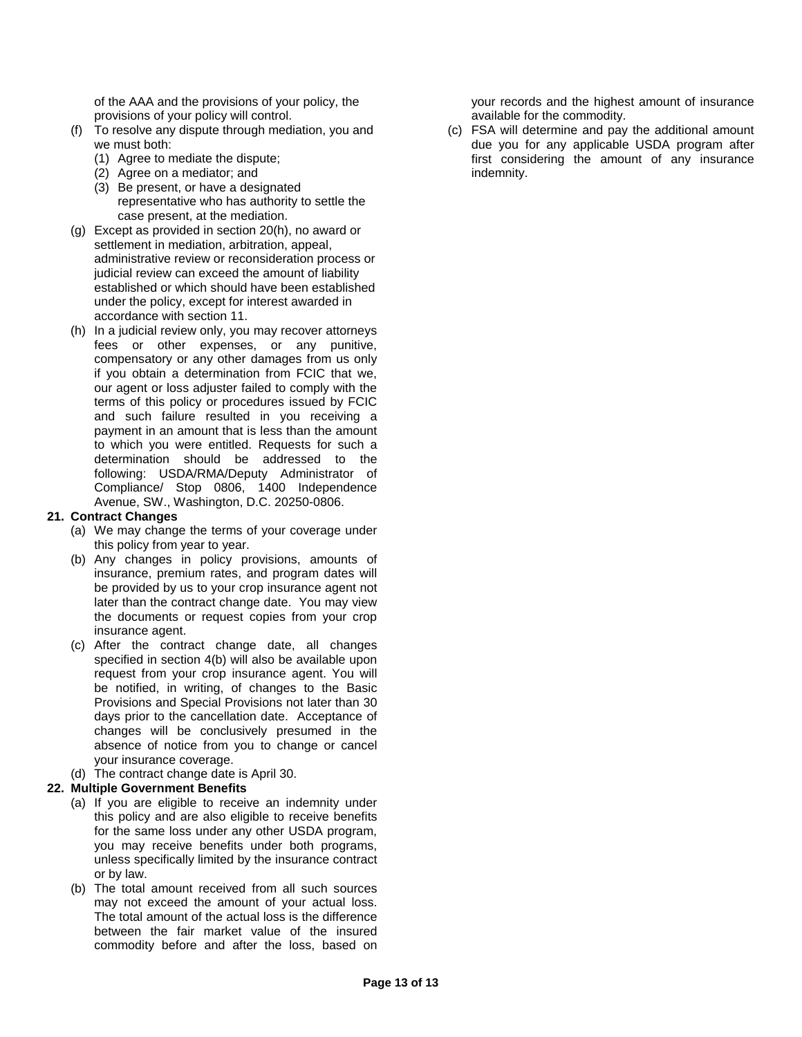of the AAA and the provisions of your policy, the provisions of your policy will control.

(f) To resolve any dispute through mediation, you and we must both:
   (1) Agree to mediate the dispute;
   (2) Agree on a mediator; and
   (3) Be present, or have a designated representative who has authority to settle the case present, at the mediation.

(g) Except as provided in section 20(h), no award or settlement in mediation, arbitration, appeal, administrative review or reconsideration process or judicial review can exceed the amount of liability established or which should have been established under the policy, except for interest awarded in accordance with section 11.

(h) In a judicial review only, you may recover attorneys fees or other expenses, or any punitive, compensatory or any other damages from us only if you obtain a determination from FCIC that we, our agent or loss adjuster failed to comply with the terms of this policy or procedures issued by FCIC and such failure resulted in you receiving a payment in an amount that is less than the amount to which you were entitled. Requests for such a determination should be addressed to the following: USDA/RMA/Deputy Administrator of Compliance/ Stop 0806, 1400 Independence Avenue, SW., Washington, D.C. 20250-0806.

**21. Contract Changes**

(a) We may change the terms of your coverage under this policy from year to year.

(b) Any changes in policy provisions, amounts of insurance, premium rates, and program dates will be provided by us to your crop insurance agent not later than the contract change date. You may view the documents or request copies from your crop insurance agent.

(c) After the contract change date, all changes specified in section 4(b) will also be available upon request from your crop insurance agent. You will be notified, in writing, of changes to the Basic Provisions and Special Provisions not later than 30 days prior to the cancellation date. Acceptance of changes will be conclusively presumed in the absence of notice from you to change or cancel your insurance coverage.

(d) The contract change date is April 30.

**22. Multiple Government Benefits**

(a) If you are eligible to receive an indemnity under this policy and are also eligible to receive benefits for the same loss under any other USDA program, you may receive benefits under both programs, unless specifically limited by the insurance contract or by law.

(b) The total amount received from all such sources may not exceed the amount of your actual loss. The total amount of the actual loss is the difference between the fair market value of the insured commodity before and after the loss, based on your records and the highest amount of insurance available for the commodity.

(c) FSA will determine and pay the additional amount due you for any applicable USDA program after first considering the amount of any insurance indemnity.